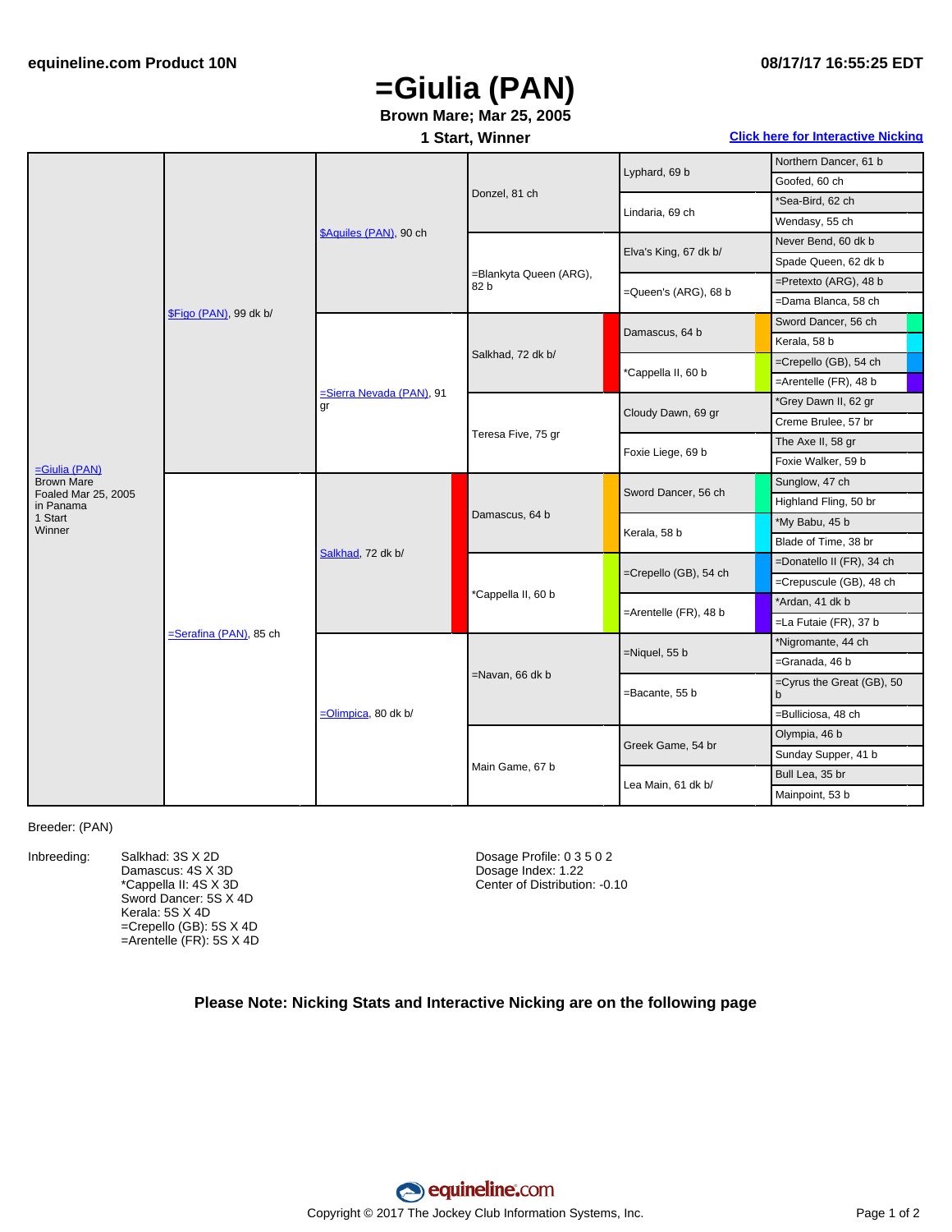# =Giulia (PAN)

**Brown Mare; Mar 25, 2005**

**1 Start, Winner**

Click here for Interactive Nicking

| | | | | | |
|---|---|---|---|---|---|
| =Giulia (PAN) Brown Mare Foaled Mar 25, 2005 in Panama 1 Start Winner | $Figo (PAN), 99 dk b/ | $Aquiles (PAN), 90 ch | Donzel, 81 ch | Lyphard, 69 b | Northern Dancer, 61 b |
| | | | | | Goofed, 60 ch |
| | | | | Lindaria, 69 ch | *Sea-Bird, 62 ch |
| | | | | | Wendasy, 55 ch |
| | | | =Blankyta Queen (ARG), 82 b | Elva's King, 67 dk b/ | Never Bend, 60 dk b |
| | | | | | Spade Queen, 62 dk b |
| | | | | =Queen's (ARG), 68 b | =Pretexto (ARG), 48 b |
| | | | | | =Dama Blanca, 58 ch |
| | | =Sierra Nevada (PAN), 91 gr | Salkhad, 72 dk b/ | Damascus, 64 b | Sword Dancer, 56 ch |
| | | | | | Kerala, 58 b |
| | | | | *Cappella II, 60 b | =Crepello (GB), 54 ch |
| | | | | | =Arentelle (FR), 48 b |
| | | | Teresa Five, 75 gr | Cloudy Dawn, 69 gr | *Grey Dawn II, 62 gr |
| | | | | | Creme Brulee, 57 br |
| | | | | Foxie Liege, 69 b | The Axe II, 58 gr |
| | | | | | Foxie Walker, 59 b |
| | =Serafina (PAN), 85 ch | Salkhad, 72 dk b/ | Damascus, 64 b | Sword Dancer, 56 ch | Sunglow, 47 ch |
| | | | | | Highland Fling, 50 br |
| | | | | Kerala, 58 b | *My Babu, 45 b |
| | | | | | Blade of Time, 38 br |
| | | | *Cappella II, 60 b | =Crepello (GB), 54 ch | =Donatello II (FR), 34 ch |
| | | | | | =Crepuscule (GB), 48 ch |
| | | | | =Arentelle (FR), 48 b | *Ardan, 41 dk b |
| | | | | | =La Futaie (FR), 37 b |
| | | =Olimpica, 80 dk b/ | =Navan, 66 dk b | =Niquel, 55 b | *Nigromante, 44 ch |
| | | | | | =Granada, 46 b |
| | | | | =Bacante, 55 b | =Cyrus the Great (GB), 50 b |
| | | | | | =Bulliciosa, 48 ch |
| | | | Main Game, 67 b | Greek Game, 54 br | Olympia, 46 b |
| | | | | | Sunday Supper, 41 b |
| | | | | Lea Main, 61 dk b/ | Bull Lea, 35 br |
| | | | | | Mainpoint, 53 b |

Breeder: (PAN)

Inbreeding:
- Salkhad: 3S X 2D
- Damascus: 4S X 3D
- *Cappella II: 4S X 3D
- Sword Dancer: 5S X 4D
- Kerala: 5S X 4D
- =Crepello (GB): 5S X 4D
- =Arentelle (FR): 5S X 4D

Dosage Profile: 0 3 5 0 2
Dosage Index: 1.22
Center of Distribution: -0.10

**Please Note: Nicking Stats and Interactive Nicking are on the following page**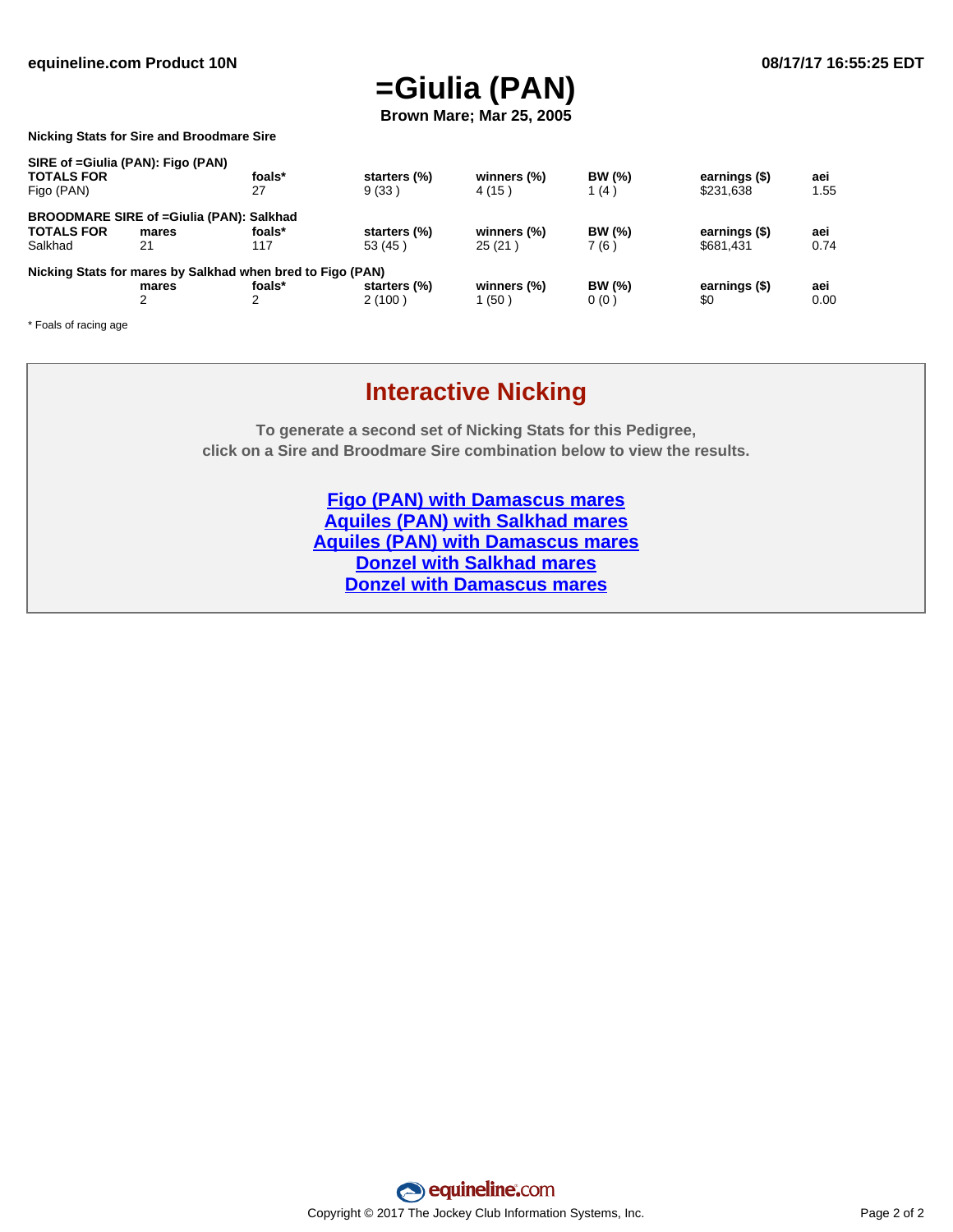equineline.com Product 10N

08/17/17 16:55:25 EDT

# =Giulia (PAN)

**Brown Mare; Mar 25, 2005**

**Nicking Stats for Sire and Broodmare Sire**

**SIRE of =Giulia (PAN): Figo (PAN)**

| TOTALS FOR | | foals* | starters (%) | winners (%) | BW (%) | earnings ($) | aei |
|---|---|---|---|---|---|---|---|
| Figo (PAN) | | 27 | 9 (33 ) | 4 (15 ) | 1 (4 ) | $231,638 | 1.55 |

**BROODMARE SIRE of =Giulia (PAN): Salkhad**

| TOTALS FOR | mares | foals* | starters (%) | winners (%) | BW (%) | earnings ($) | aei |
|---|---|---|---|---|---|---|---|
| Salkhad | 21 | 117 | 53 (45 ) | 25 (21 ) | 7 (6 ) | $681,431 | 0.74 |

**Nicking Stats for mares by Salkhad when bred to Figo (PAN)**

| | mares | foals* | starters (%) | winners (%) | BW (%) | earnings ($) | aei |
|---|---|---|---|---|---|---|---|
| | 2 | 2 | 2 (100 ) | 1 (50 ) | 0 (0 ) | $0 | 0.00 |

* Foals of racing age

## Interactive Nicking

**To generate a second set of Nicking Stats for this Pedigree, click on a Sire and Broodmare Sire combination below to view the results.**

**Figo (PAN) with Damascus mares**
**Aquiles (PAN) with Salkhad mares**
**Aquiles (PAN) with Damascus mares**
**Donzel with Salkhad mares**
**Donzel with Damascus mares**

equineline.com

Copyright © 2017 The Jockey Club Information Systems, Inc.